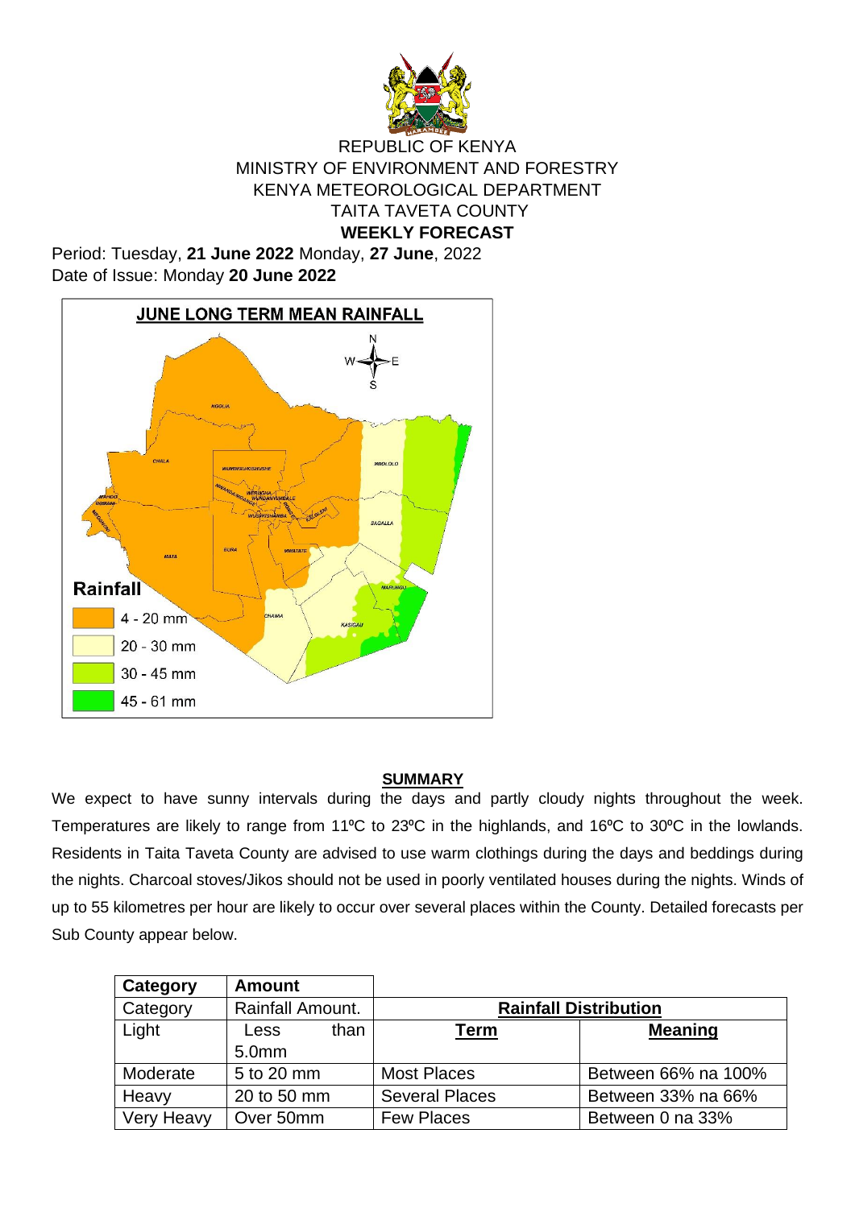REPUBLIC OF KENYA
MINISTRY OF ENVIRONMENT AND FORESTRY
KENYA METEOROLOGICAL DEPARTMENT
TAITA TAVETA COUNTY

**WEEKLY FORECAST**

Period: Tuesday, **21 June 2022** Monday, **27 June**, 2022
Date of Issue: Monday **20 June 2022**

**JUNE LONG TERM MEAN RAINFALL**

Rainfall
- 4 - 20 mm
- 20 - 30 mm
- 30 - 45 mm
- 45 - 61 mm

## SUMMARY

We expect to have sunny intervals during the days and partly cloudy nights throughout the week. Temperatures are likely to range from 11ºC to 23ºC in the highlands, and 16ºC to 30ºC in the lowlands. Residents in Taita Taveta County are advised to use warm clothings during the days and beddings during the nights. Charcoal stoves/Jikos should not be used in poorly ventilated houses during the nights. Winds of up to 55 kilometres per hour are likely to occur over several places within the County. Detailed forecasts per Sub County appear below.

| **Category** | **Amount** | | |
|---|---|---|---|
| Category | Rainfall Amount. | **Rainfall Distribution** | |
| Light | Less than 5.0mm | **Term** | **Meaning** |
| Moderate | 5 to 20 mm | Most Places | Between 66% na 100% |
| Heavy | 20 to 50 mm | Several Places | Between 33% na 66% |
| Very Heavy | Over 50mm | Few Places | Between 0 na 33% |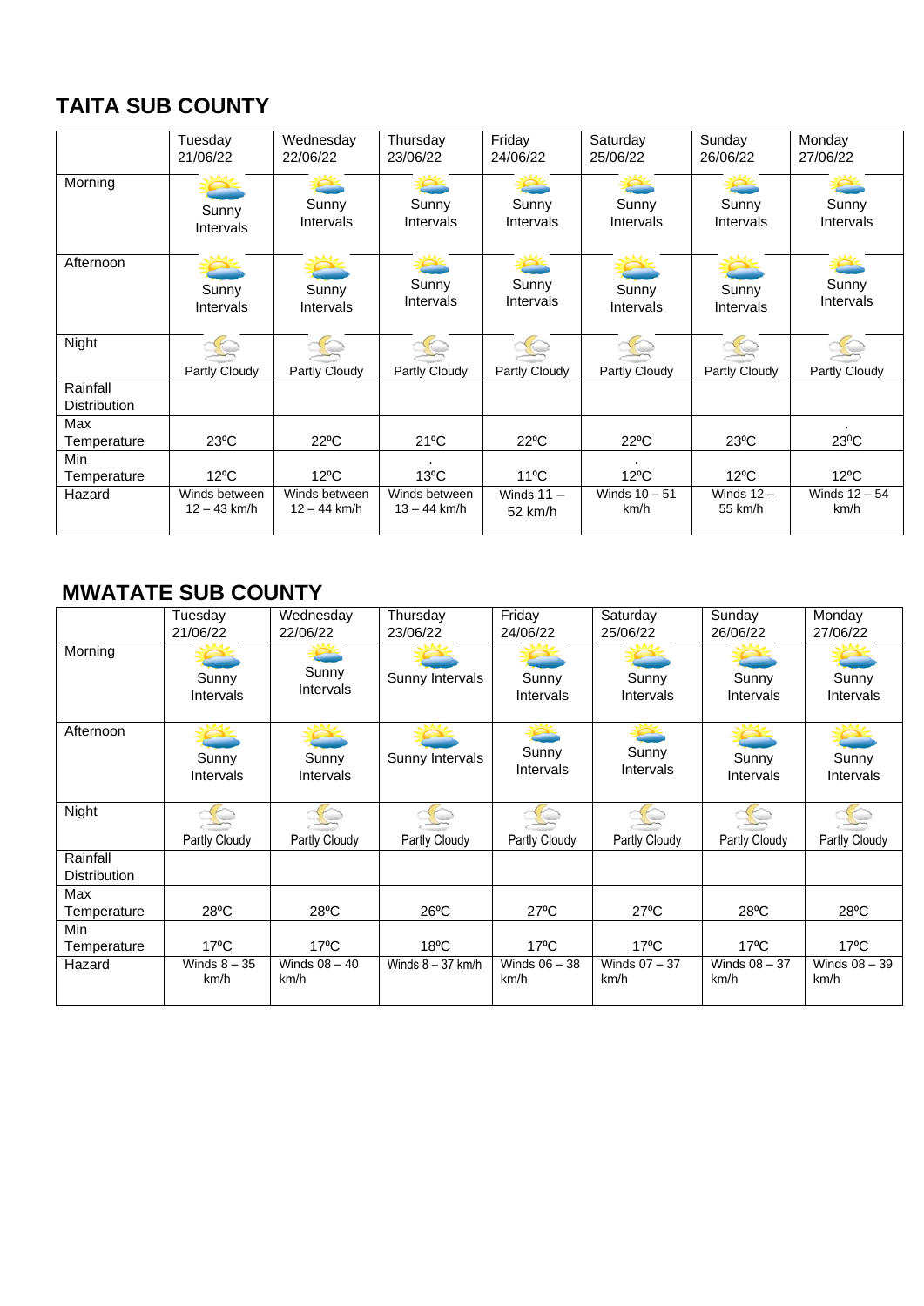## TAITA SUB COUNTY

| | Tuesday 21/06/22 | Wednesday 22/06/22 | Thursday 23/06/22 | Friday 24/06/22 | Saturday 25/06/22 | Sunday 26/06/22 | Monday 27/06/22 |
|---|---|---|---|---|---|---|---|
| Morning | Sunny Intervals | Sunny Intervals | Sunny Intervals | Sunny Intervals | Sunny Intervals | Sunny Intervals | Sunny Intervals |
| Afternoon | Sunny Intervals | Sunny Intervals | Sunny Intervals | Sunny Intervals | Sunny Intervals | Sunny Intervals | Sunny Intervals |
| Night | Partly Cloudy | Partly Cloudy | Partly Cloudy | Partly Cloudy | Partly Cloudy | Partly Cloudy | Partly Cloudy |
| Rainfall Distribution | | | | | | | |
| Max Temperature | 23ºC | 22ºC | 21ºC | 22ºC | 22ºC | 23ºC | 23ºC |
| Min Temperature | 12ºC | 12ºC | 13ºC | 11ºC | 12ºC | 12ºC | 12ºC |
| Hazard | Winds between 12 – 43 km/h | Winds between 12 – 44 km/h | Winds between 13 – 44 km/h | Winds 11 – 52 km/h | Winds 10 – 51 km/h | Winds 12 – 55 km/h | Winds 12 – 54 km/h |

## MWATATE SUB COUNTY

| | Tuesday 21/06/22 | Wednesday 22/06/22 | Thursday 23/06/22 | Friday 24/06/22 | Saturday 25/06/22 | Sunday 26/06/22 | Monday 27/06/22 |
|---|---|---|---|---|---|---|---|
| Morning | Sunny Intervals | Sunny Intervals | Sunny Intervals | Sunny Intervals | Sunny Intervals | Sunny Intervals | Sunny Intervals |
| Afternoon | Sunny Intervals | Sunny Intervals | Sunny Intervals | Sunny Intervals | Sunny Intervals | Sunny Intervals | Sunny Intervals |
| Night | Partly Cloudy | Partly Cloudy | Partly Cloudy | Partly Cloudy | Partly Cloudy | Partly Cloudy | Partly Cloudy |
| Rainfall Distribution | | | | | | | |
| Max Temperature | 28ºC | 28ºC | 26ºC | 27ºC | 27ºC | 28ºC | 28ºC |
| Min Temperature | 17ºC | 17ºC | 18ºC | 17ºC | 17ºC | 17ºC | 17ºC |
| Hazard | Winds 8 – 35 km/h | Winds 08 – 40 km/h | Winds 8 – 37 km/h | Winds 06 – 38 km/h | Winds 07 – 37 km/h | Winds 08 – 37 km/h | Winds 08 – 39 km/h |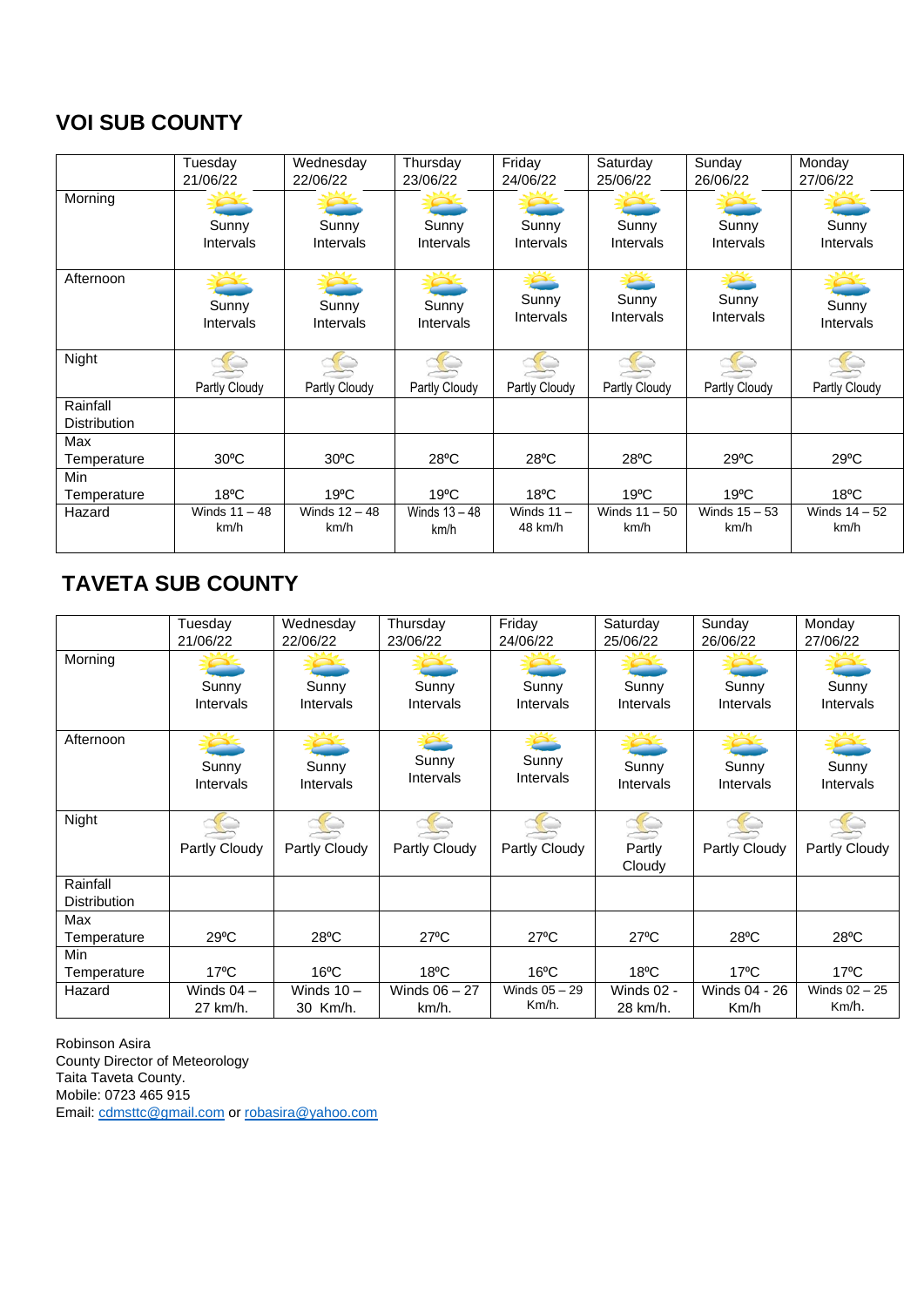## VOI SUB COUNTY

| | Tuesday 21/06/22 | Wednesday 22/06/22 | Thursday 23/06/22 | Friday 24/06/22 | Saturday 25/06/22 | Sunday 26/06/22 | Monday 27/06/22 |
|---|---|---|---|---|---|---|---|
| Morning | Sunny Intervals | Sunny Intervals | Sunny Intervals | Sunny Intervals | Sunny Intervals | Sunny Intervals | Sunny Intervals |
| Afternoon | Sunny Intervals | Sunny Intervals | Sunny Intervals | Sunny Intervals | Sunny Intervals | Sunny Intervals | Sunny Intervals |
| Night | Partly Cloudy | Partly Cloudy | Partly Cloudy | Partly Cloudy | Partly Cloudy | Partly Cloudy | Partly Cloudy |
| Rainfall Distribution | | | | | | | |
| Max Temperature | 30ºC | 30ºC | 28ºC | 28ºC | 28ºC | 29ºC | 29ºC |
| Min Temperature | 18ºC | 19ºC | 19ºC | 18ºC | 19ºC | 19ºC | 18ºC |
| Hazard | Winds 11 – 48 km/h | Winds 12 – 48 km/h | Winds 13 – 48 km/h | Winds 11 – 48 km/h | Winds 11 – 50 km/h | Winds 15 – 53 km/h | Winds 14 – 52 km/h |

## TAVETA SUB COUNTY

| | Tuesday 21/06/22 | Wednesday 22/06/22 | Thursday 23/06/22 | Friday 24/06/22 | Saturday 25/06/22 | Sunday 26/06/22 | Monday 27/06/22 |
|---|---|---|---|---|---|---|---|
| Morning | Sunny Intervals | Sunny Intervals | Sunny Intervals | Sunny Intervals | Sunny Intervals | Sunny Intervals | Sunny Intervals |
| Afternoon | Sunny Intervals | Sunny Intervals | Sunny Intervals | Sunny Intervals | Sunny Intervals | Sunny Intervals | Sunny Intervals |
| Night | Partly Cloudy | Partly Cloudy | Partly Cloudy | Partly Cloudy | Partly Cloudy | Partly Cloudy | Partly Cloudy |
| Rainfall Distribution | | | | | | | |
| Max Temperature | 29ºC | 28ºC | 27ºC | 27ºC | 27ºC | 28ºC | 28ºC |
| Min Temperature | 17ºC | 16ºC | 18ºC | 16ºC | 18ºC | 17ºC | 17ºC |
| Hazard | Winds 04 – 27 km/h. | Winds 10 – 30 Km/h. | Winds 06 – 27 km/h. | Winds 05 – 29 Km/h. | Winds 02 - 28 km/h. | Winds 04 - 26 Km/h | Winds 02 – 25 Km/h. |

Robinson Asira
County Director of Meteorology
Taita Taveta County.
Mobile: 0723 465 915
Email: cdmsttc@gmail.com or robasira@yahoo.com